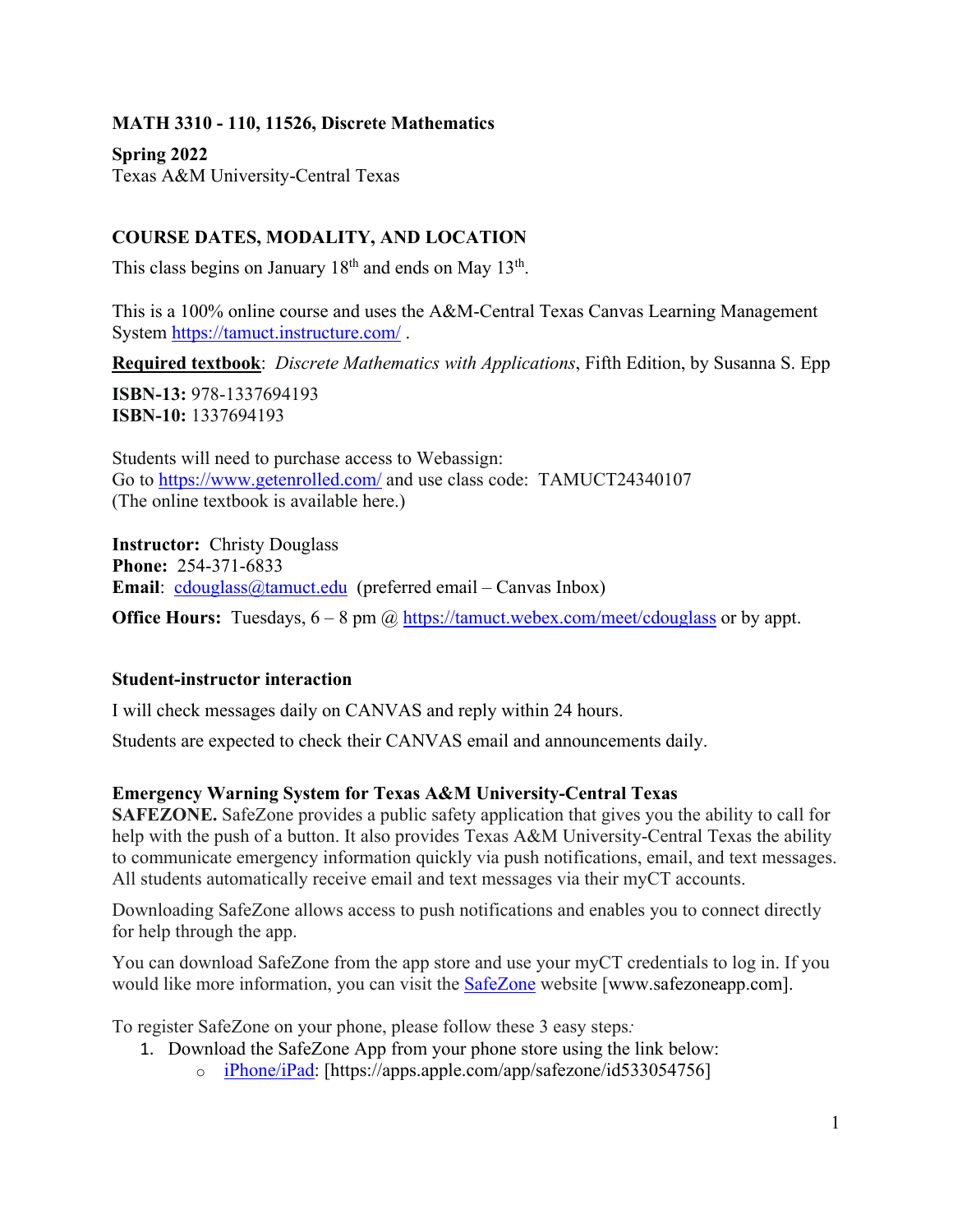**MATH 3310 - 110, 11526, Discrete Mathematics**

**Spring 2022**
Texas A&M University-Central Texas

## COURSE DATES, MODALITY, AND LOCATION

This class begins on January 18th and ends on May 13th.

This is a 100% online course and uses the A&M-Central Texas Canvas Learning Management System [https://tamuct.instructure.com/](https://tamuct.instructure.com/) .

**Required textbook**: *Discrete Mathematics with Applications*, Fifth Edition, by Susanna S. Epp

**ISBN-13:** 978-1337694193
**ISBN-10:** 1337694193

Students will need to purchase access to Webassign:
Go to [https://www.getenrolled.com/](https://www.getenrolled.com/) and use class code: TAMUCT24340107
(The online textbook is available here.)

**Instructor:** Christy Douglass
**Phone:** 254-371-6833
**Email**: [cdouglass@tamuct.edu](mailto:cdouglass@tamuct.edu) (preferred email – Canvas Inbox)

**Office Hours:** Tuesdays, 6 – 8 pm @ [https://tamuct.webex.com/meet/cdouglass](https://tamuct.webex.com/meet/cdouglass) or by appt.

### Student-instructor interaction

I will check messages daily on CANVAS and reply within 24 hours.

Students are expected to check their CANVAS email and announcements daily.

### Emergency Warning System for Texas A&M University-Central Texas

**SAFEZONE.** SafeZone provides a public safety application that gives you the ability to call for help with the push of a button. It also provides Texas A&M University-Central Texas the ability to communicate emergency information quickly via push notifications, email, and text messages. All students automatically receive email and text messages via their myCT accounts.

Downloading SafeZone allows access to push notifications and enables you to connect directly for help through the app.

You can download SafeZone from the app store and use your myCT credentials to log in. If you would like more information, you can visit the [SafeZone](http://www.safezoneapp.com) website [www.safezoneapp.com].

To register SafeZone on your phone, please follow these 3 easy steps*:*

1. Download the SafeZone App from your phone store using the link below:
   - [iPhone/iPad](https://apps.apple.com/app/safezone/id533054756): [https://apps.apple.com/app/safezone/id533054756]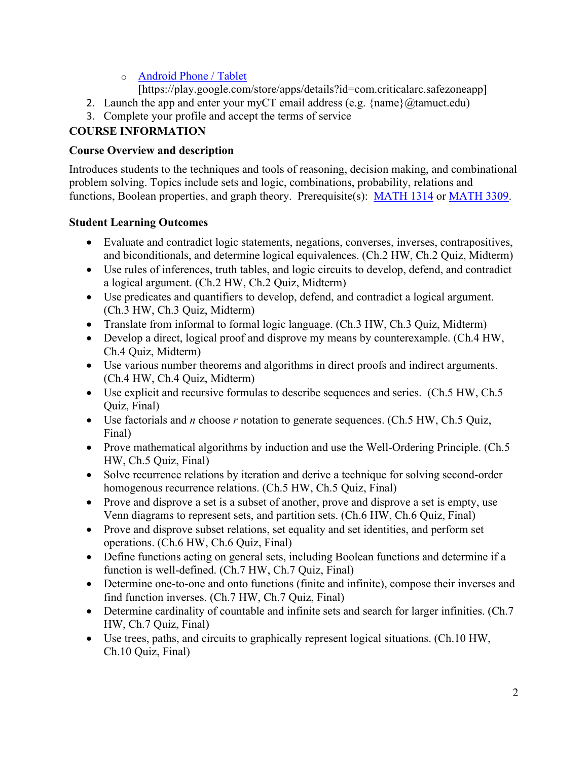- [Android Phone / Tablet](https://play.google.com/store/apps/details?id=com.criticalarc.safezoneapp) [https://play.google.com/store/apps/details?id=com.criticalarc.safezoneapp]

2. Launch the app and enter your myCT email address (e.g. {name}@tamuct.edu)
3. Complete your profile and accept the terms of service

## COURSE INFORMATION

### Course Overview and description

Introduces students to the techniques and tools of reasoning, decision making, and combinational problem solving. Topics include sets and logic, combinations, probability, relations and functions, Boolean properties, and graph theory. Prerequisite(s): [MATH 1314](#) or [MATH 3309](#).

### Student Learning Outcomes

- Evaluate and contradict logic statements, negations, converses, inverses, contrapositives, and biconditionals, and determine logical equivalences. (Ch.2 HW, Ch.2 Quiz, Midterm)
- Use rules of inferences, truth tables, and logic circuits to develop, defend, and contradict a logical argument. (Ch.2 HW, Ch.2 Quiz, Midterm)
- Use predicates and quantifiers to develop, defend, and contradict a logical argument. (Ch.3 HW, Ch.3 Quiz, Midterm)
- Translate from informal to formal logic language. (Ch.3 HW, Ch.3 Quiz, Midterm)
- Develop a direct, logical proof and disprove my means by counterexample. (Ch.4 HW, Ch.4 Quiz, Midterm)
- Use various number theorems and algorithms in direct proofs and indirect arguments. (Ch.4 HW, Ch.4 Quiz, Midterm)
- Use explicit and recursive formulas to describe sequences and series. (Ch.5 HW, Ch.5 Quiz, Final)
- Use factorials and $n$ choose $r$ notation to generate sequences. (Ch.5 HW, Ch.5 Quiz, Final)
- Prove mathematical algorithms by induction and use the Well-Ordering Principle. (Ch.5 HW, Ch.5 Quiz, Final)
- Solve recurrence relations by iteration and derive a technique for solving second-order homogenous recurrence relations. (Ch.5 HW, Ch.5 Quiz, Final)
- Prove and disprove a set is a subset of another, prove and disprove a set is empty, use Venn diagrams to represent sets, and partition sets. (Ch.6 HW, Ch.6 Quiz, Final)
- Prove and disprove subset relations, set equality and set identities, and perform set operations. (Ch.6 HW, Ch.6 Quiz, Final)
- Define functions acting on general sets, including Boolean functions and determine if a function is well-defined. (Ch.7 HW, Ch.7 Quiz, Final)
- Determine one-to-one and onto functions (finite and infinite), compose their inverses and find function inverses. (Ch.7 HW, Ch.7 Quiz, Final)
- Determine cardinality of countable and infinite sets and search for larger infinities. (Ch.7 HW, Ch.7 Quiz, Final)
- Use trees, paths, and circuits to graphically represent logical situations. (Ch.10 HW, Ch.10 Quiz, Final)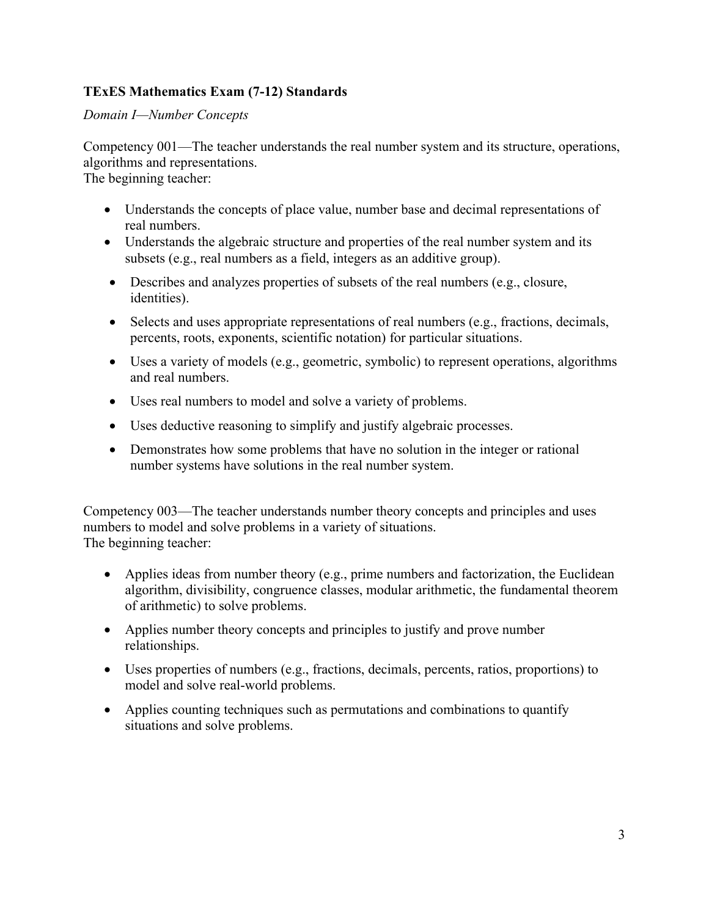**TExES Mathematics Exam (7-12) Standards**

*Domain I—Number Concepts*

Competency 001—The teacher understands the real number system and its structure, operations, algorithms and representations.
The beginning teacher:

- Understands the concepts of place value, number base and decimal representations of real numbers.
- Understands the algebraic structure and properties of the real number system and its subsets (e.g., real numbers as a field, integers as an additive group).
- Describes and analyzes properties of subsets of the real numbers (e.g., closure, identities).
- Selects and uses appropriate representations of real numbers (e.g., fractions, decimals, percents, roots, exponents, scientific notation) for particular situations.
- Uses a variety of models (e.g., geometric, symbolic) to represent operations, algorithms and real numbers.
- Uses real numbers to model and solve a variety of problems.
- Uses deductive reasoning to simplify and justify algebraic processes.
- Demonstrates how some problems that have no solution in the integer or rational number systems have solutions in the real number system.

Competency 003—The teacher understands number theory concepts and principles and uses numbers to model and solve problems in a variety of situations.
The beginning teacher:

- Applies ideas from number theory (e.g., prime numbers and factorization, the Euclidean algorithm, divisibility, congruence classes, modular arithmetic, the fundamental theorem of arithmetic) to solve problems.
- Applies number theory concepts and principles to justify and prove number relationships.
- Uses properties of numbers (e.g., fractions, decimals, percents, ratios, proportions) to model and solve real-world problems.
- Applies counting techniques such as permutations and combinations to quantify situations and solve problems.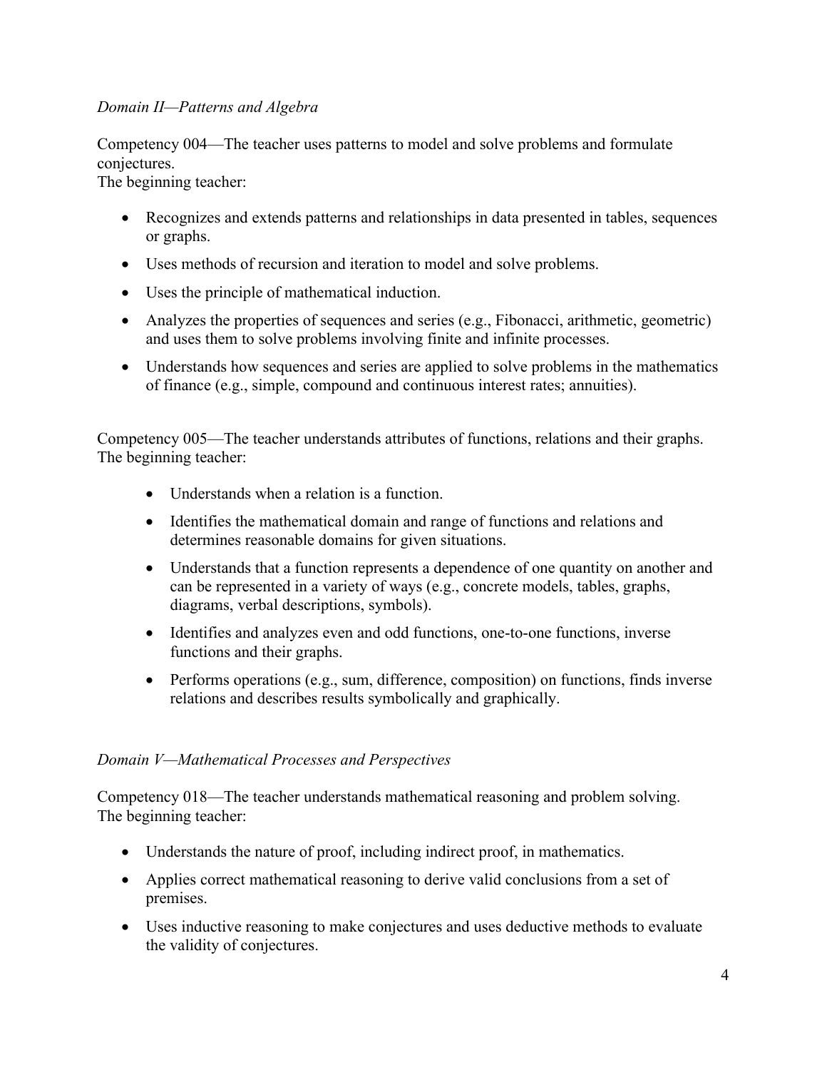*Domain II—Patterns and Algebra*

Competency 004—The teacher uses patterns to model and solve problems and formulate conjectures.
The beginning teacher:

- Recognizes and extends patterns and relationships in data presented in tables, sequences or graphs.
- Uses methods of recursion and iteration to model and solve problems.
- Uses the principle of mathematical induction.
- Analyzes the properties of sequences and series (e.g., Fibonacci, arithmetic, geometric) and uses them to solve problems involving finite and infinite processes.
- Understands how sequences and series are applied to solve problems in the mathematics of finance (e.g., simple, compound and continuous interest rates; annuities).

Competency 005—The teacher understands attributes of functions, relations and their graphs.
The beginning teacher:

- Understands when a relation is a function.
- Identifies the mathematical domain and range of functions and relations and determines reasonable domains for given situations.
- Understands that a function represents a dependence of one quantity on another and can be represented in a variety of ways (e.g., concrete models, tables, graphs, diagrams, verbal descriptions, symbols).
- Identifies and analyzes even and odd functions, one-to-one functions, inverse functions and their graphs.
- Performs operations (e.g., sum, difference, composition) on functions, finds inverse relations and describes results symbolically and graphically.

*Domain V—Mathematical Processes and Perspectives*

Competency 018—The teacher understands mathematical reasoning and problem solving.
The beginning teacher:

- Understands the nature of proof, including indirect proof, in mathematics.
- Applies correct mathematical reasoning to derive valid conclusions from a set of premises.
- Uses inductive reasoning to make conjectures and uses deductive methods to evaluate the validity of conjectures.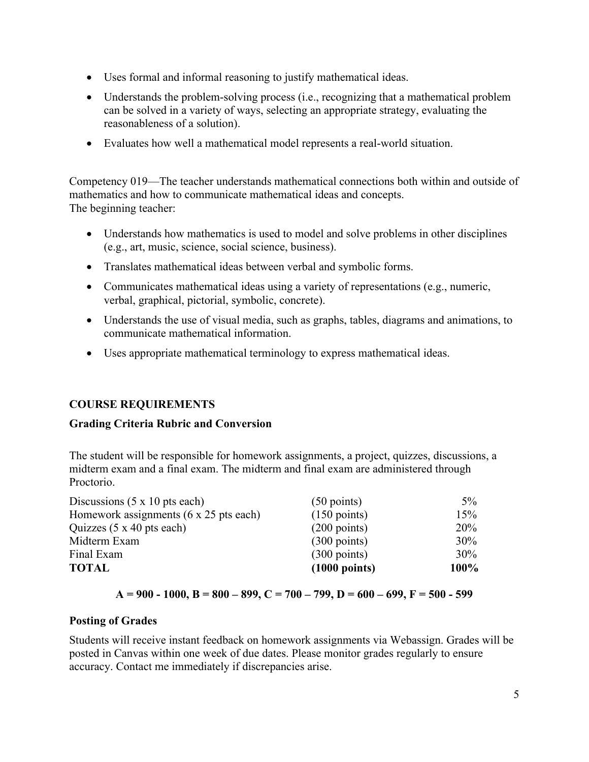- Uses formal and informal reasoning to justify mathematical ideas.
- Understands the problem-solving process (i.e., recognizing that a mathematical problem can be solved in a variety of ways, selecting an appropriate strategy, evaluating the reasonableness of a solution).
- Evaluates how well a mathematical model represents a real-world situation.

Competency 019—The teacher understands mathematical connections both within and outside of mathematics and how to communicate mathematical ideas and concepts.
The beginning teacher:

- Understands how mathematics is used to model and solve problems in other disciplines (e.g., art, music, science, social science, business).
- Translates mathematical ideas between verbal and symbolic forms.
- Communicates mathematical ideas using a variety of representations (e.g., numeric, verbal, graphical, pictorial, symbolic, concrete).
- Understands the use of visual media, such as graphs, tables, diagrams and animations, to communicate mathematical information.
- Uses appropriate mathematical terminology to express mathematical ideas.

## COURSE REQUIREMENTS

### Grading Criteria Rubric and Conversion

The student will be responsible for homework assignments, a project, quizzes, discussions, a midterm exam and a final exam. The midterm and final exam are administered through Proctorio.

| | | |
|---|---|---|
| Discussions (5 x 10 pts each) | (50 points) | 5% |
| Homework assignments (6 x 25 pts each) | (150 points) | 15% |
| Quizzes (5 x 40 pts each) | (200 points) | 20% |
| Midterm Exam | (300 points) | 30% |
| Final Exam | (300 points) | 30% |
| **TOTAL** | **(1000 points)** | **100%** |

**A = 900 - 1000, B = 800 – 899, C = 700 – 799, D = 600 – 699, F = 500 - 599**

### Posting of Grades

Students will receive instant feedback on homework assignments via Webassign. Grades will be posted in Canvas within one week of due dates. Please monitor grades regularly to ensure accuracy. Contact me immediately if discrepancies arise.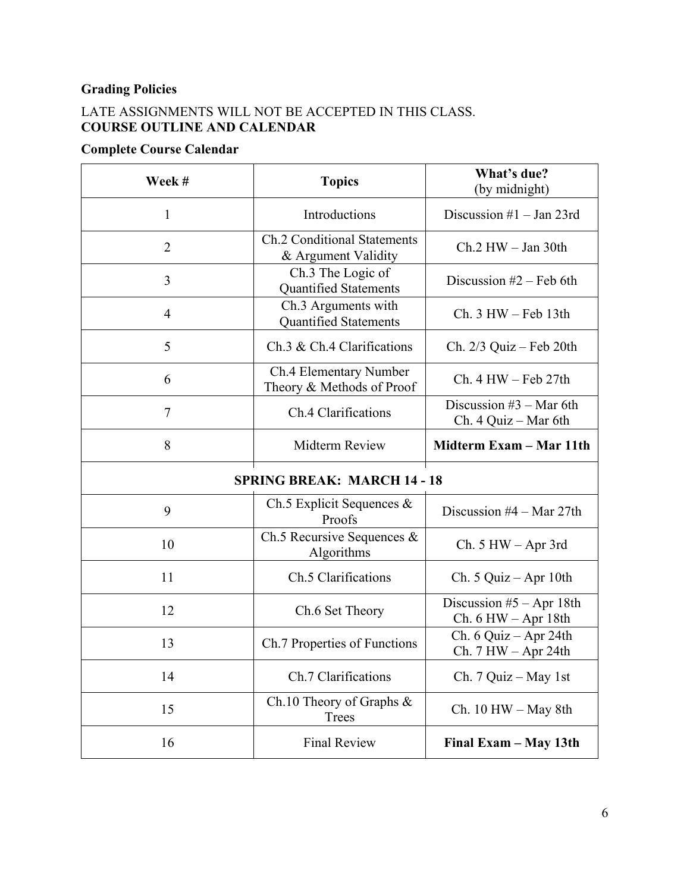**Grading Policies**

LATE ASSIGNMENTS WILL NOT BE ACCEPTED IN THIS CLASS.

**COURSE OUTLINE AND CALENDAR**

**Complete Course Calendar**

| Week # | Topics | What's due? (by midnight) |
|---|---|---|
| 1 | Introductions | Discussion #1 – Jan 23rd |
| 2 | Ch.2 Conditional Statements & Argument Validity | Ch.2 HW – Jan 30th |
| 3 | Ch.3 The Logic of Quantified Statements | Discussion #2 – Feb 6th |
| 4 | Ch.3 Arguments with Quantified Statements | Ch. 3 HW – Feb 13th |
| 5 | Ch.3 & Ch.4 Clarifications | Ch. 2/3 Quiz – Feb 20th |
| 6 | Ch.4 Elementary Number Theory & Methods of Proof | Ch. 4 HW – Feb 27th |
| 7 | Ch.4 Clarifications | Discussion #3 – Mar 6th<br>Ch. 4 Quiz – Mar 6th |
| 8 | Midterm Review | **Midterm Exam – Mar 11th** |
| **SPRING BREAK: MARCH 14 - 18** | | |
| 9 | Ch.5 Explicit Sequences & Proofs | Discussion #4 – Mar 27th |
| 10 | Ch.5 Recursive Sequences & Algorithms | Ch. 5 HW – Apr 3rd |
| 11 | Ch.5 Clarifications | Ch. 5 Quiz – Apr 10th |
| 12 | Ch.6 Set Theory | Discussion #5 – Apr 18th<br>Ch. 6 HW – Apr 18th |
| 13 | Ch.7 Properties of Functions | Ch. 6 Quiz – Apr 24th<br>Ch. 7 HW – Apr 24th |
| 14 | Ch.7 Clarifications | Ch. 7 Quiz – May 1st |
| 15 | Ch.10 Theory of Graphs & Trees | Ch. 10 HW – May 8th |
| 16 | Final Review | **Final Exam – May 13th** |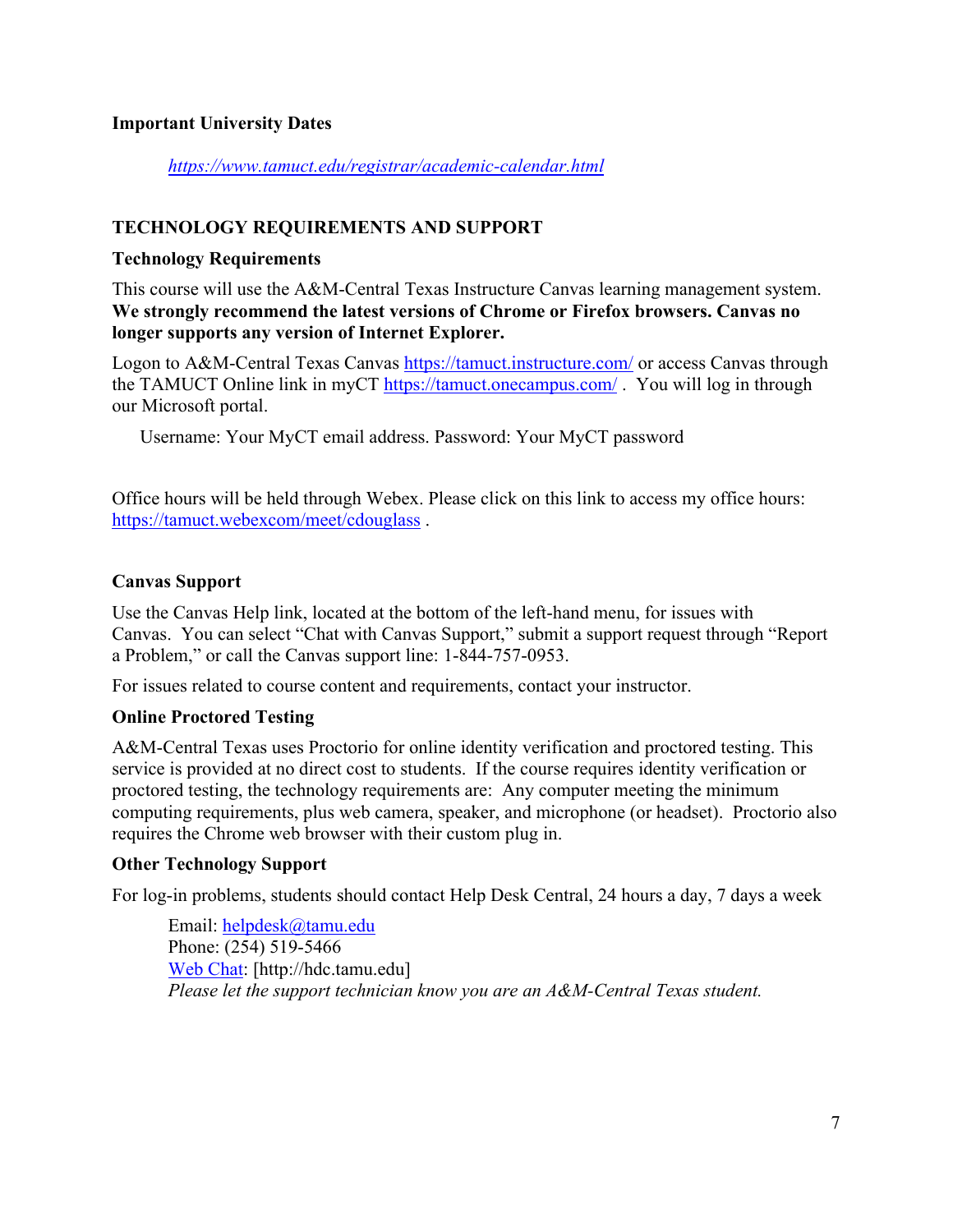**Important University Dates**

*https://www.tamuct.edu/registrar/academic-calendar.html*

## TECHNOLOGY REQUIREMENTS AND SUPPORT

### Technology Requirements

This course will use the A&M-Central Texas Instructure Canvas learning management system. **We strongly recommend the latest versions of Chrome or Firefox browsers. Canvas no longer supports any version of Internet Explorer.**

Logon to A&M-Central Texas Canvas https://tamuct.instructure.com/ or access Canvas through the TAMUCT Online link in myCT https://tamuct.onecampus.com/ . You will log in through our Microsoft portal.

Username: Your MyCT email address. Password: Your MyCT password

Office hours will be held through Webex. Please click on this link to access my office hours: https://tamuct.webexcom/meet/cdouglass .

### Canvas Support

Use the Canvas Help link, located at the bottom of the left-hand menu, for issues with Canvas. You can select "Chat with Canvas Support," submit a support request through "Report a Problem," or call the Canvas support line: 1-844-757-0953.

For issues related to course content and requirements, contact your instructor.

### Online Proctored Testing

A&M-Central Texas uses Proctorio for online identity verification and proctored testing. This service is provided at no direct cost to students. If the course requires identity verification or proctored testing, the technology requirements are: Any computer meeting the minimum computing requirements, plus web camera, speaker, and microphone (or headset). Proctorio also requires the Chrome web browser with their custom plug in.

### Other Technology Support

For log-in problems, students should contact Help Desk Central, 24 hours a day, 7 days a week

Email: helpdesk@tamu.edu
Phone: (254) 519-5466
Web Chat: [http://hdc.tamu.edu]
*Please let the support technician know you are an A&M-Central Texas student.*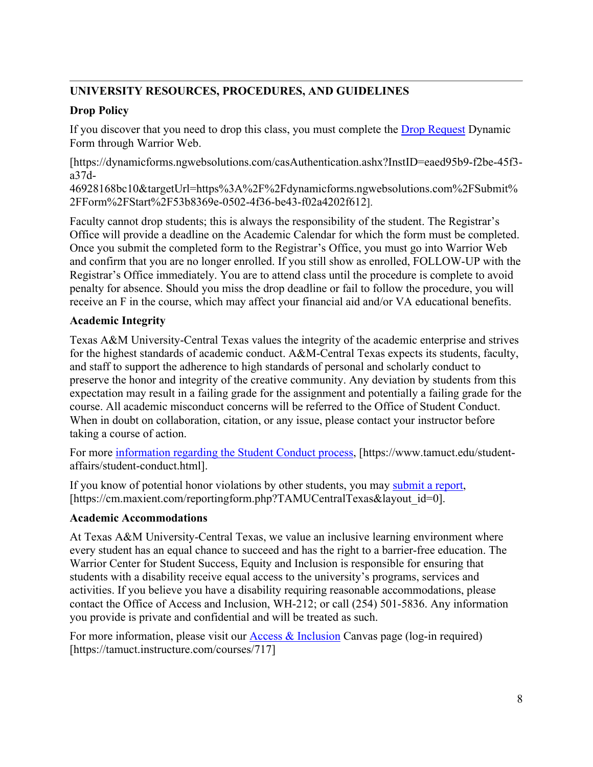## UNIVERSITY RESOURCES, PROCEDURES, AND GUIDELINES

### Drop Policy

If you discover that you need to drop this class, you must complete the Drop Request Dynamic Form through Warrior Web.

[https://dynamicforms.ngwebsolutions.com/casAuthentication.ashx?InstID=eaed95b9-f2be-45f3-a37d-46928168bc10&targetUrl=https%3A%2F%2Fdynamicforms.ngwebsolutions.com%2FSubmit%2FForm%2FStart%2F53b8369e-0502-4f36-be43-f02a4202f612].

Faculty cannot drop students; this is always the responsibility of the student. The Registrar's Office will provide a deadline on the Academic Calendar for which the form must be completed. Once you submit the completed form to the Registrar's Office, you must go into Warrior Web and confirm that you are no longer enrolled. If you still show as enrolled, FOLLOW-UP with the Registrar's Office immediately. You are to attend class until the procedure is complete to avoid penalty for absence. Should you miss the drop deadline or fail to follow the procedure, you will receive an F in the course, which may affect your financial aid and/or VA educational benefits.

### Academic Integrity

Texas A&M University-Central Texas values the integrity of the academic enterprise and strives for the highest standards of academic conduct. A&M-Central Texas expects its students, faculty, and staff to support the adherence to high standards of personal and scholarly conduct to preserve the honor and integrity of the creative community. Any deviation by students from this expectation may result in a failing grade for the assignment and potentially a failing grade for the course. All academic misconduct concerns will be referred to the Office of Student Conduct. When in doubt on collaboration, citation, or any issue, please contact your instructor before taking a course of action.

For more information regarding the Student Conduct process, [https://www.tamuct.edu/student-affairs/student-conduct.html].

If you know of potential honor violations by other students, you may submit a report, [https://cm.maxient.com/reportingform.php?TAMUCentralTexas&layout_id=0].

### Academic Accommodations

At Texas A&M University-Central Texas, we value an inclusive learning environment where every student has an equal chance to succeed and has the right to a barrier-free education. The Warrior Center for Student Success, Equity and Inclusion is responsible for ensuring that students with a disability receive equal access to the university's programs, services and activities. If you believe you have a disability requiring reasonable accommodations, please contact the Office of Access and Inclusion, WH-212; or call (254) 501-5836. Any information you provide is private and confidential and will be treated as such.

For more information, please visit our Access & Inclusion Canvas page (log-in required) [https://tamuct.instructure.com/courses/717]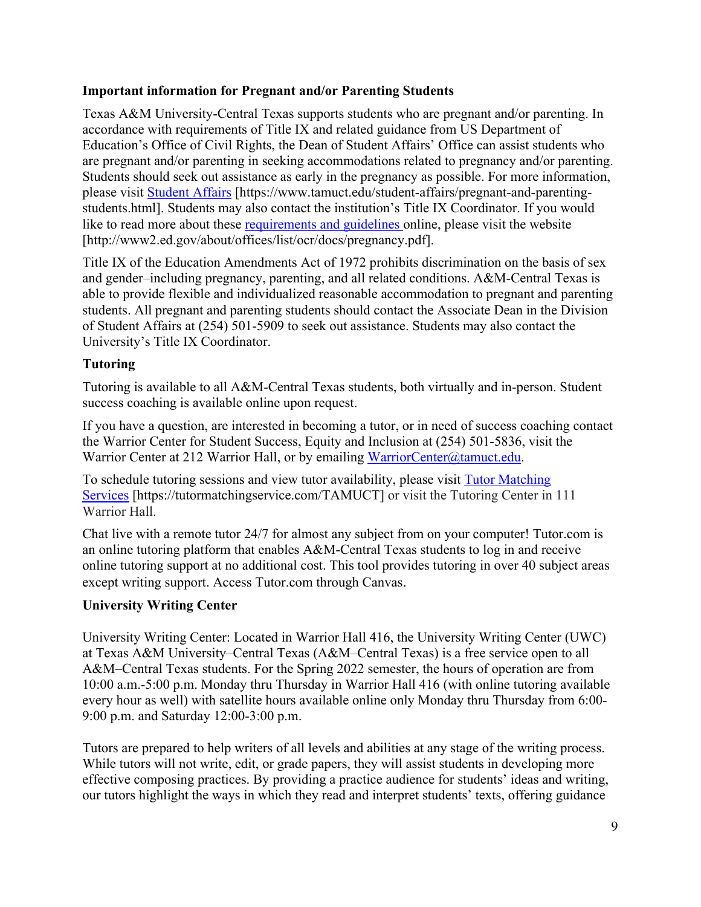**Important information for Pregnant and/or Parenting Students**

Texas A&M University-Central Texas supports students who are pregnant and/or parenting. In accordance with requirements of Title IX and related guidance from US Department of Education's Office of Civil Rights, the Dean of Student Affairs' Office can assist students who are pregnant and/or parenting in seeking accommodations related to pregnancy and/or parenting. Students should seek out assistance as early in the pregnancy as possible. For more information, please visit [Student Affairs](https://www.tamuct.edu/student-affairs/pregnant-and-parenting-students.html) [https://www.tamuct.edu/student-affairs/pregnant-and-parenting-students.html]. Students may also contact the institution's Title IX Coordinator. If you would like to read more about these [requirements and guidelines](http://www2.ed.gov/about/offices/list/ocr/docs/pregnancy.pdf) online, please visit the website [http://www2.ed.gov/about/offices/list/ocr/docs/pregnancy.pdf].

Title IX of the Education Amendments Act of 1972 prohibits discrimination on the basis of sex and gender–including pregnancy, parenting, and all related conditions. A&M-Central Texas is able to provide flexible and individualized reasonable accommodation to pregnant and parenting students. All pregnant and parenting students should contact the Associate Dean in the Division of Student Affairs at (254) 501-5909 to seek out assistance. Students may also contact the University's Title IX Coordinator.

**Tutoring**

Tutoring is available to all A&M-Central Texas students, both virtually and in-person. Student success coaching is available online upon request.

If you have a question, are interested in becoming a tutor, or in need of success coaching contact the Warrior Center for Student Success, Equity and Inclusion at (254) 501-5836, visit the Warrior Center at 212 Warrior Hall, or by emailing [WarriorCenter@tamuct.edu](mailto:WarriorCenter@tamuct.edu).

To schedule tutoring sessions and view tutor availability, please visit [Tutor Matching Services](https://tutormatchingservice.com/TAMUCT) [https://tutormatchingservice.com/TAMUCT] or visit the Tutoring Center in 111 Warrior Hall.

Chat live with a remote tutor 24/7 for almost any subject from on your computer! Tutor.com is an online tutoring platform that enables A&M-Central Texas students to log in and receive online tutoring support at no additional cost. This tool provides tutoring in over 40 subject areas except writing support. Access Tutor.com through Canvas.

**University Writing Center**

University Writing Center: Located in Warrior Hall 416, the University Writing Center (UWC) at Texas A&M University–Central Texas (A&M–Central Texas) is a free service open to all A&M–Central Texas students. For the Spring 2022 semester, the hours of operation are from 10:00 a.m.-5:00 p.m. Monday thru Thursday in Warrior Hall 416 (with online tutoring available every hour as well) with satellite hours available online only Monday thru Thursday from 6:00-9:00 p.m. and Saturday 12:00-3:00 p.m.

Tutors are prepared to help writers of all levels and abilities at any stage of the writing process. While tutors will not write, edit, or grade papers, they will assist students in developing more effective composing practices. By providing a practice audience for students' ideas and writing, our tutors highlight the ways in which they read and interpret students' texts, offering guidance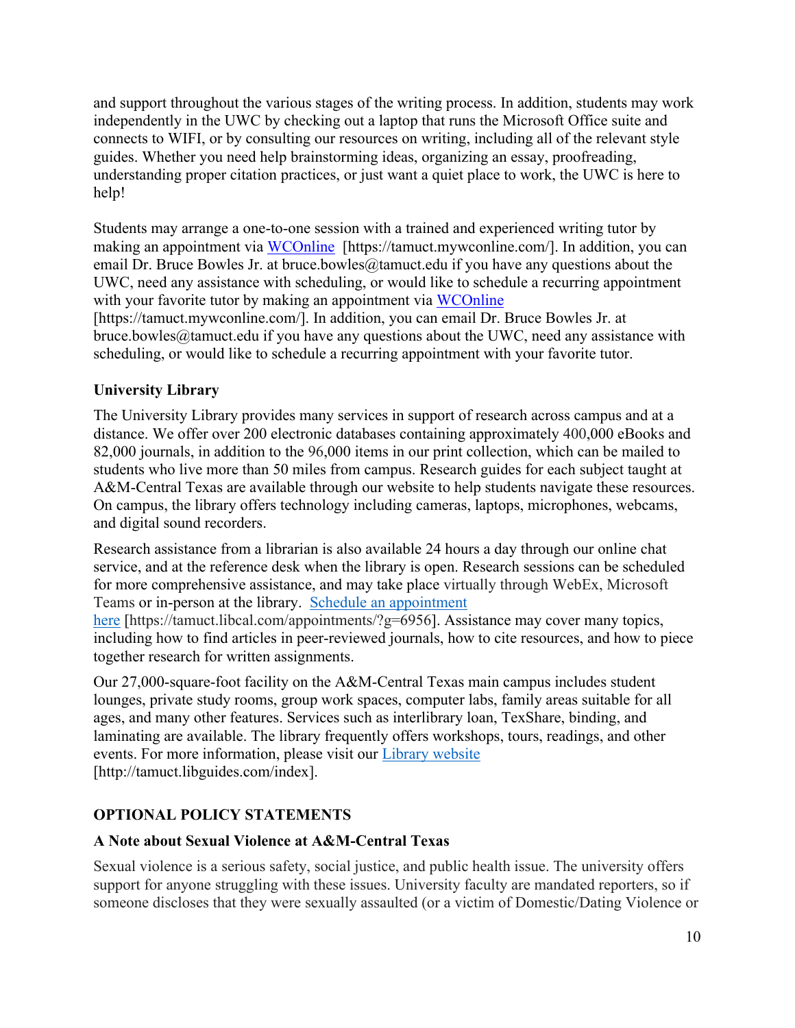and support throughout the various stages of the writing process. In addition, students may work independently in the UWC by checking out a laptop that runs the Microsoft Office suite and connects to WIFI, or by consulting our resources on writing, including all of the relevant style guides. Whether you need help brainstorming ideas, organizing an essay, proofreading, understanding proper citation practices, or just want a quiet place to work, the UWC is here to help!

Students may arrange a one-to-one session with a trained and experienced writing tutor by making an appointment via [WCOnline](https://tamuct.mywconline.com/) [https://tamuct.mywconline.com/]. In addition, you can email Dr. Bruce Bowles Jr. at bruce.bowles@tamuct.edu if you have any questions about the UWC, need any assistance with scheduling, or would like to schedule a recurring appointment with your favorite tutor by making an appointment via [WCOnline](https://tamuct.mywconline.com/) [https://tamuct.mywconline.com/]. In addition, you can email Dr. Bruce Bowles Jr. at bruce.bowles@tamuct.edu if you have any questions about the UWC, need any assistance with scheduling, or would like to schedule a recurring appointment with your favorite tutor.

**University Library**

The University Library provides many services in support of research across campus and at a distance. We offer over 200 electronic databases containing approximately 400,000 eBooks and 82,000 journals, in addition to the 96,000 items in our print collection, which can be mailed to students who live more than 50 miles from campus. Research guides for each subject taught at A&M-Central Texas are available through our website to help students navigate these resources. On campus, the library offers technology including cameras, laptops, microphones, webcams, and digital sound recorders.

Research assistance from a librarian is also available 24 hours a day through our online chat service, and at the reference desk when the library is open. Research sessions can be scheduled for more comprehensive assistance, and may take place virtually through WebEx, Microsoft Teams or in-person at the library. [Schedule an appointment here](https://tamuct.libcal.com/appointments/?g=6956) [https://tamuct.libcal.com/appointments/?g=6956]. Assistance may cover many topics, including how to find articles in peer-reviewed journals, how to cite resources, and how to piece together research for written assignments.

Our 27,000-square-foot facility on the A&M-Central Texas main campus includes student lounges, private study rooms, group work spaces, computer labs, family areas suitable for all ages, and many other features. Services such as interlibrary loan, TexShare, binding, and laminating are available. The library frequently offers workshops, tours, readings, and other events. For more information, please visit our [Library website](http://tamuct.libguides.com/index) [http://tamuct.libguides.com/index].

## OPTIONAL POLICY STATEMENTS

**A Note about Sexual Violence at A&M-Central Texas**

Sexual violence is a serious safety, social justice, and public health issue. The university offers support for anyone struggling with these issues. University faculty are mandated reporters, so if someone discloses that they were sexually assaulted (or a victim of Domestic/Dating Violence or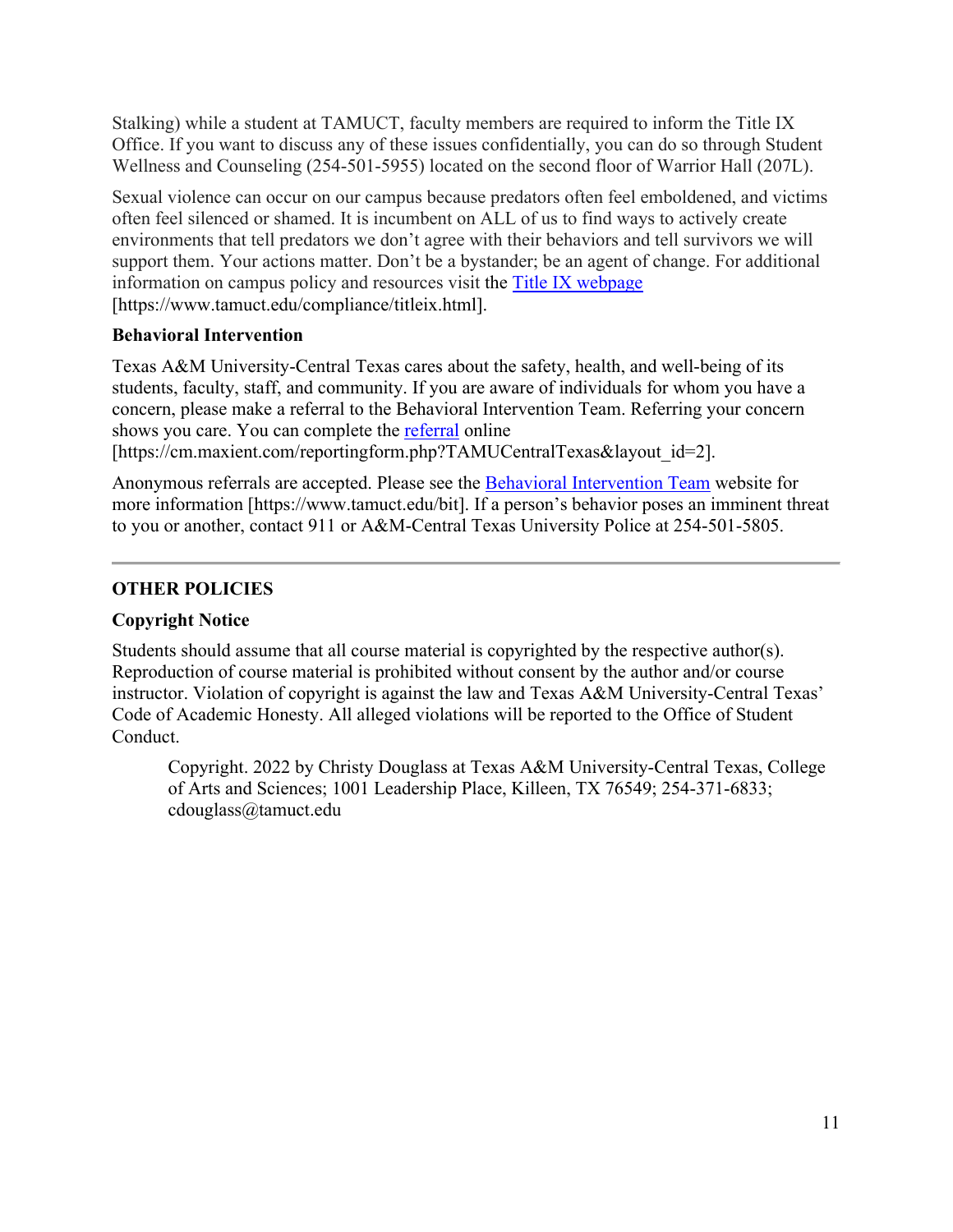Stalking) while a student at TAMUCT, faculty members are required to inform the Title IX Office. If you want to discuss any of these issues confidentially, you can do so through Student Wellness and Counseling (254-501-5955) located on the second floor of Warrior Hall (207L).

Sexual violence can occur on our campus because predators often feel emboldened, and victims often feel silenced or shamed. It is incumbent on ALL of us to find ways to actively create environments that tell predators we don't agree with their behaviors and tell survivors we will support them. Your actions matter. Don't be a bystander; be an agent of change. For additional information on campus policy and resources visit the [Title IX webpage](https://www.tamuct.edu/compliance/titleix.html) [https://www.tamuct.edu/compliance/titleix.html].

**Behavioral Intervention**

Texas A&M University-Central Texas cares about the safety, health, and well-being of its students, faculty, staff, and community. If you are aware of individuals for whom you have a concern, please make a referral to the Behavioral Intervention Team. Referring your concern shows you care. You can complete the [referral](https://cm.maxient.com/reportingform.php?TAMUCentralTexas&layout_id=2) online [https://cm.maxient.com/reportingform.php?TAMUCentralTexas&layout_id=2].

Anonymous referrals are accepted. Please see the [Behavioral Intervention Team](https://www.tamuct.edu/bit) website for more information [https://www.tamuct.edu/bit]. If a person's behavior poses an imminent threat to you or another, contact 911 or A&M-Central Texas University Police at 254-501-5805.

---

## OTHER POLICIES

**Copyright Notice**

Students should assume that all course material is copyrighted by the respective author(s). Reproduction of course material is prohibited without consent by the author and/or course instructor. Violation of copyright is against the law and Texas A&M University-Central Texas' Code of Academic Honesty. All alleged violations will be reported to the Office of Student Conduct.

> Copyright. 2022 by Christy Douglass at Texas A&M University-Central Texas, College of Arts and Sciences; 1001 Leadership Place, Killeen, TX 76549; 254-371-6833; cdouglass@tamuct.edu